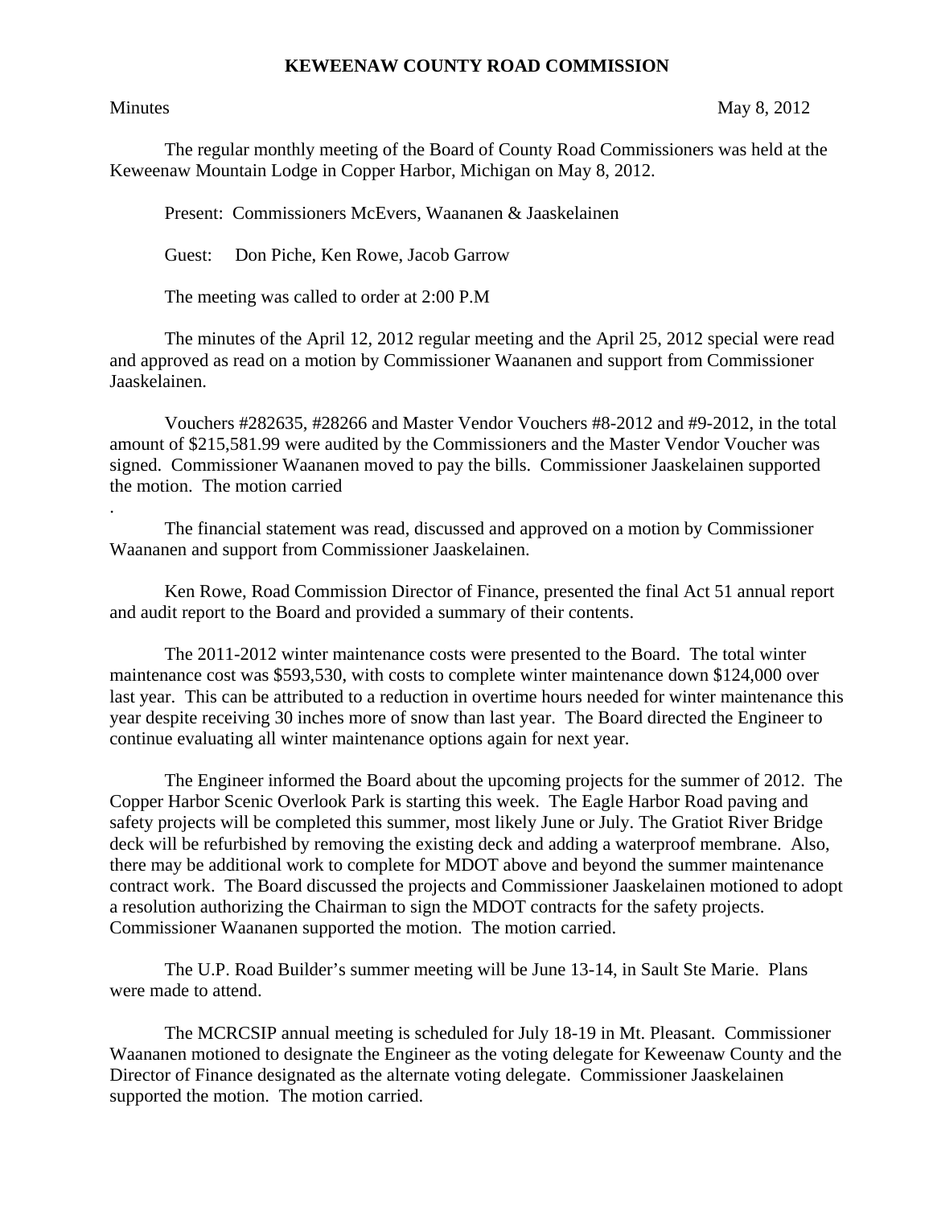# KEWEENAW COUNTY ROAD COMMISSION

Minutes May 8, 2012

The regular monthly meeting of the Board of County Road Commissioners was held at the Keweenaw Mountain Lodge in Copper Harbor, Michigan on May 8, 2012.

Present: Commissioners McEvers, Waananen & Jaaskelainen

Guest: Don Piche, Ken Rowe, Jacob Garrow

The meeting was called to order at 2:00 P.M

The minutes of the April 12, 2012 regular meeting and the April 25, 2012 special were read and approved as read on a motion by Commissioner Waananen and support from Commissioner Jaaskelainen.

Vouchers #282635, #28266 and Master Vendor Vouchers #8-2012 and #9-2012, in the total amount of $215,581.99 were audited by the Commissioners and the Master Vendor Voucher was signed. Commissioner Waananen moved to pay the bills. Commissioner Jaaskelainen supported the motion. The motion carried

.

The financial statement was read, discussed and approved on a motion by Commissioner Waananen and support from Commissioner Jaaskelainen.

Ken Rowe, Road Commission Director of Finance, presented the final Act 51 annual report and audit report to the Board and provided a summary of their contents.

The 2011-2012 winter maintenance costs were presented to the Board. The total winter maintenance cost was $593,530, with costs to complete winter maintenance down $124,000 over last year. This can be attributed to a reduction in overtime hours needed for winter maintenance this year despite receiving 30 inches more of snow than last year. The Board directed the Engineer to continue evaluating all winter maintenance options again for next year.

The Engineer informed the Board about the upcoming projects for the summer of 2012. The Copper Harbor Scenic Overlook Park is starting this week. The Eagle Harbor Road paving and safety projects will be completed this summer, most likely June or July. The Gratiot River Bridge deck will be refurbished by removing the existing deck and adding a waterproof membrane. Also, there may be additional work to complete for MDOT above and beyond the summer maintenance contract work. The Board discussed the projects and Commissioner Jaaskelainen motioned to adopt a resolution authorizing the Chairman to sign the MDOT contracts for the safety projects. Commissioner Waananen supported the motion. The motion carried.

The U.P. Road Builder's summer meeting will be June 13-14, in Sault Ste Marie. Plans were made to attend.

The MCRCSIP annual meeting is scheduled for July 18-19 in Mt. Pleasant. Commissioner Waananen motioned to designate the Engineer as the voting delegate for Keweenaw County and the Director of Finance designated as the alternate voting delegate. Commissioner Jaaskelainen supported the motion. The motion carried.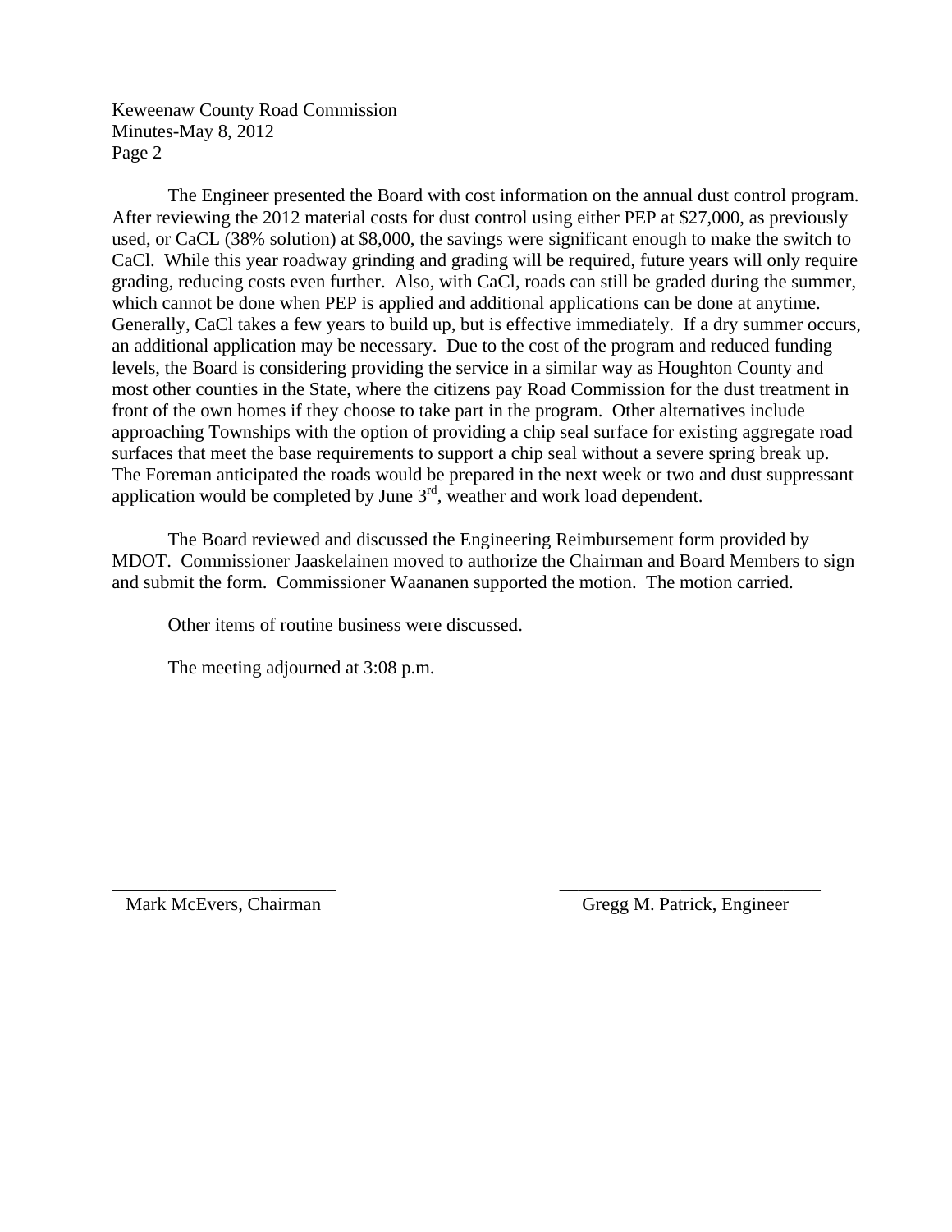The Engineer presented the Board with cost information on the annual dust control program. After reviewing the 2012 material costs for dust control using either PEP at $27,000, as previously used, or CaCL (38% solution) at $8,000, the savings were significant enough to make the switch to CaCl. While this year roadway grinding and grading will be required, future years will only require grading, reducing costs even further. Also, with CaCl, roads can still be graded during the summer, which cannot be done when PEP is applied and additional applications can be done at anytime. Generally, CaCl takes a few years to build up, but is effective immediately. If a dry summer occurs, an additional application may be necessary. Due to the cost of the program and reduced funding levels, the Board is considering providing the service in a similar way as Houghton County and most other counties in the State, where the citizens pay Road Commission for the dust treatment in front of the own homes if they choose to take part in the program. Other alternatives include approaching Townships with the option of providing a chip seal surface for existing aggregate road surfaces that meet the base requirements to support a chip seal without a severe spring break up. The Foreman anticipated the roads would be prepared in the next week or two and dust suppressant application would be completed by June 3rd, weather and work load dependent.

The Board reviewed and discussed the Engineering Reimbursement form provided by MDOT. Commissioner Jaaskelainen moved to authorize the Chairman and Board Members to sign and submit the form. Commissioner Waananen supported the motion. The motion carried.

Other items of routine business were discussed.

The meeting adjourned at 3:08 p.m.

\_\_\_\_\_\_\_\_\_\_\_\_\_\_\_\_\_\_\_\_\_\_\_\_\_\_
Mark McEvers, Chairman

\_\_\_\_\_\_\_\_\_\_\_\_\_\_\_\_\_\_\_\_\_\_\_\_\_\_\_\_\_\_
Gregg M. Patrick, Engineer